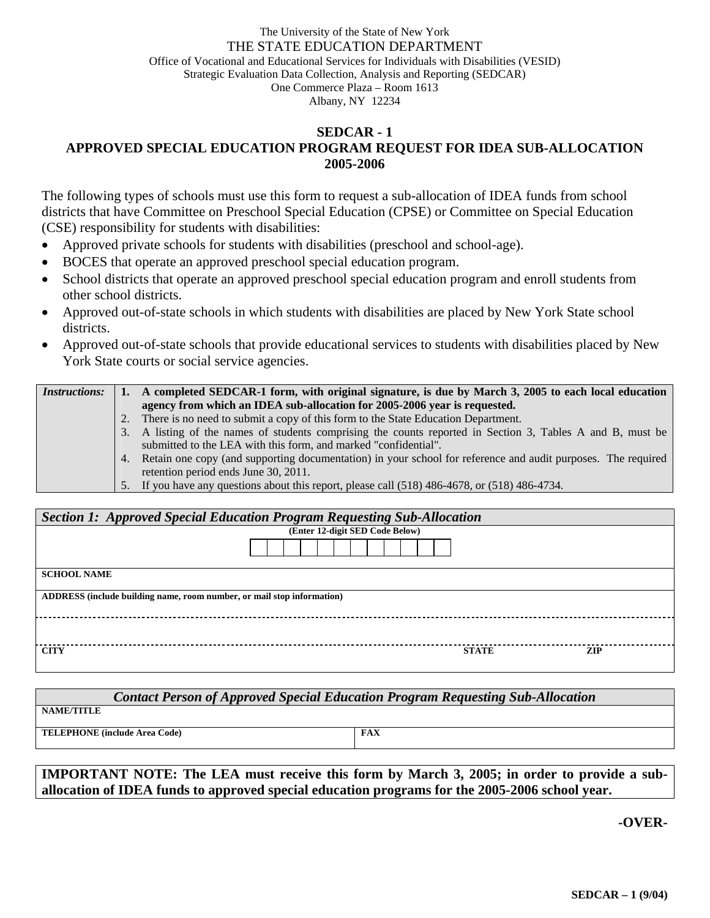The University of the State of New York
THE STATE EDUCATION DEPARTMENT
Office of Vocational and Educational Services for Individuals with Disabilities (VESID)
Strategic Evaluation Data Collection, Analysis and Reporting (SEDCAR)
One Commerce Plaza – Room 1613
Albany, NY 12234

# SEDCAR - 1
# APPROVED SPECIAL EDUCATION PROGRAM REQUEST FOR IDEA SUB-ALLOCATION 2005-2006

The following types of schools must use this form to request a sub-allocation of IDEA funds from school districts that have Committee on Preschool Special Education (CPSE) or Committee on Special Education (CSE) responsibility for students with disabilities:

- Approved private schools for students with disabilities (preschool and school-age).
- BOCES that operate an approved preschool special education program.
- School districts that operate an approved preschool special education program and enroll students from other school districts.
- Approved out-of-state schools in which students with disabilities are placed by New York State school districts.
- Approved out-of-state schools that provide educational services to students with disabilities placed by New York State courts or social service agencies.

| *Instructions:* | |
|---|---|
| | **1. A completed SEDCAR-1 form, with original signature, is due by March 3, 2005 to each local education agency from which an IDEA sub-allocation for 2005-2006 year is requested.** |
| | 2. There is no need to submit a copy of this form to the State Education Department. |
| | 3. A listing of the names of students comprising the counts reported in Section 3, Tables A and B, must be submitted to the LEA with this form, and marked "confidential". |
| | 4. Retain one copy (and supporting documentation) in your school for reference and audit purposes. The required retention period ends June 30, 2011. |
| | 5. If you have any questions about this report, please call (518) 486-4678, or (518) 486-4734. |

| *Section 1: Approved Special Education Program Requesting Sub-Allocation* | | |
|---|---|---|
| (Enter 12-digit SED Code Below) | | |
| SCHOOL NAME | | |
| ADDRESS (include building name, room number, or mail stop information) | | |
| | | |
| CITY | STATE | ZIP |

| *Contact Person of Approved Special Education Program Requesting Sub-Allocation* | |
|---|---|
| NAME/TITLE | |
| TELEPHONE (include Area Code) | FAX |

**IMPORTANT NOTE: The LEA must receive this form by March 3, 2005; in order to provide a sub-allocation of IDEA funds to approved special education programs for the 2005-2006 school year.**

**-OVER-**

**SEDCAR – 1 (9/04)**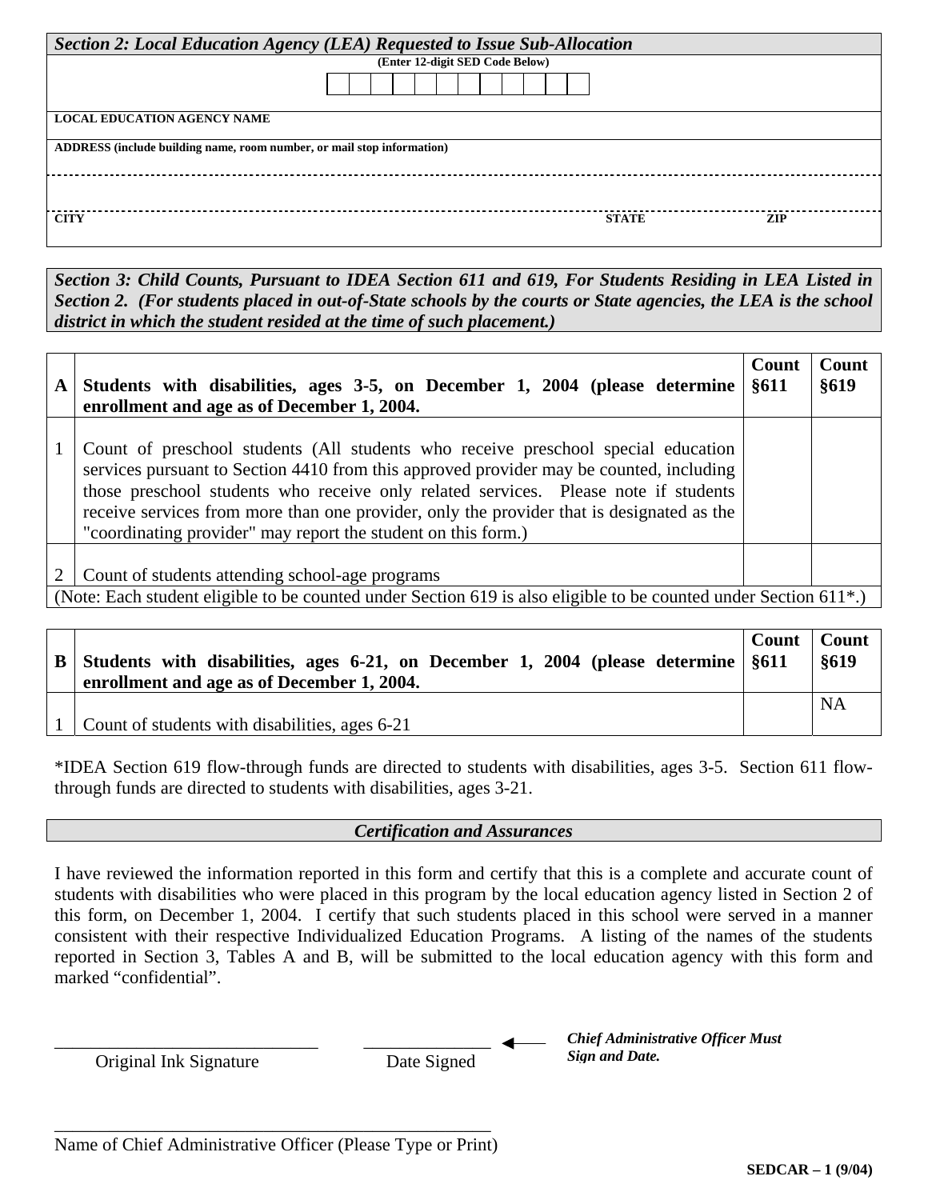## *Section 2: Local Education Agency (LEA) Requested to Issue Sub-Allocation*

**(Enter 12-digit SED Code Below)**

| | | | | | | | | | | | |
|---|---|---|---|---|---|---|---|---|---|---|---|
| | | | | | | | | | | | |

**LOCAL EDUCATION AGENCY NAME**

**ADDRESS (include building name, room number, or mail stop information)**

**CITY** **STATE** **ZIP**

## *Section 3: Child Counts, Pursuant to IDEA Section 611 and 619, For Students Residing in LEA Listed in Section 2. (For students placed in out-of-State schools by the courts or State agencies, the LEA is the school district in which the student resided at the time of such placement.)*

| **A** | **Students with disabilities, ages 3-5, on December 1, 2004 (please determine enrollment and age as of December 1, 2004.** | **Count §611** | **Count §619** |
|---|---|---|---|
| 1 | Count of preschool students (All students who receive preschool special education services pursuant to Section 4410 from this approved provider may be counted, including those preschool students who receive only related services. Please note if students receive services from more than one provider, only the provider that is designated as the "coordinating provider" may report the student on this form.) | | |
| 2 | Count of students attending school-age programs | | |

(Note: Each student eligible to be counted under Section 619 is also eligible to be counted under Section 611*.)

| **B** | **Students with disabilities, ages 6-21, on December 1, 2004 (please determine enrollment and age as of December 1, 2004.** | **Count §611** | **Count §619** |
|---|---|---|---|
| 1 | Count of students with disabilities, ages 6-21 | | NA |

*IDEA Section 619 flow-through funds are directed to students with disabilities, ages 3-5. Section 611 flow-through funds are directed to students with disabilities, ages 3-21.

## *Certification and Assurances*

I have reviewed the information reported in this form and certify that this is a complete and accurate count of students with disabilities who were placed in this program by the local education agency listed in Section 2 of this form, on December 1, 2004. I certify that such students placed in this school were served in a manner consistent with their respective Individualized Education Programs. A listing of the names of the students reported in Section 3, Tables A and B, will be submitted to the local education agency with this form and marked “confidential”.

____________________________ Original Ink Signature

______________ Date Signed

← ***Chief Administrative Officer Must Sign and Date.***

_______________________________________________ Name of Chief Administrative Officer (Please Type or Print)

**SEDCAR – 1 (9/04)**